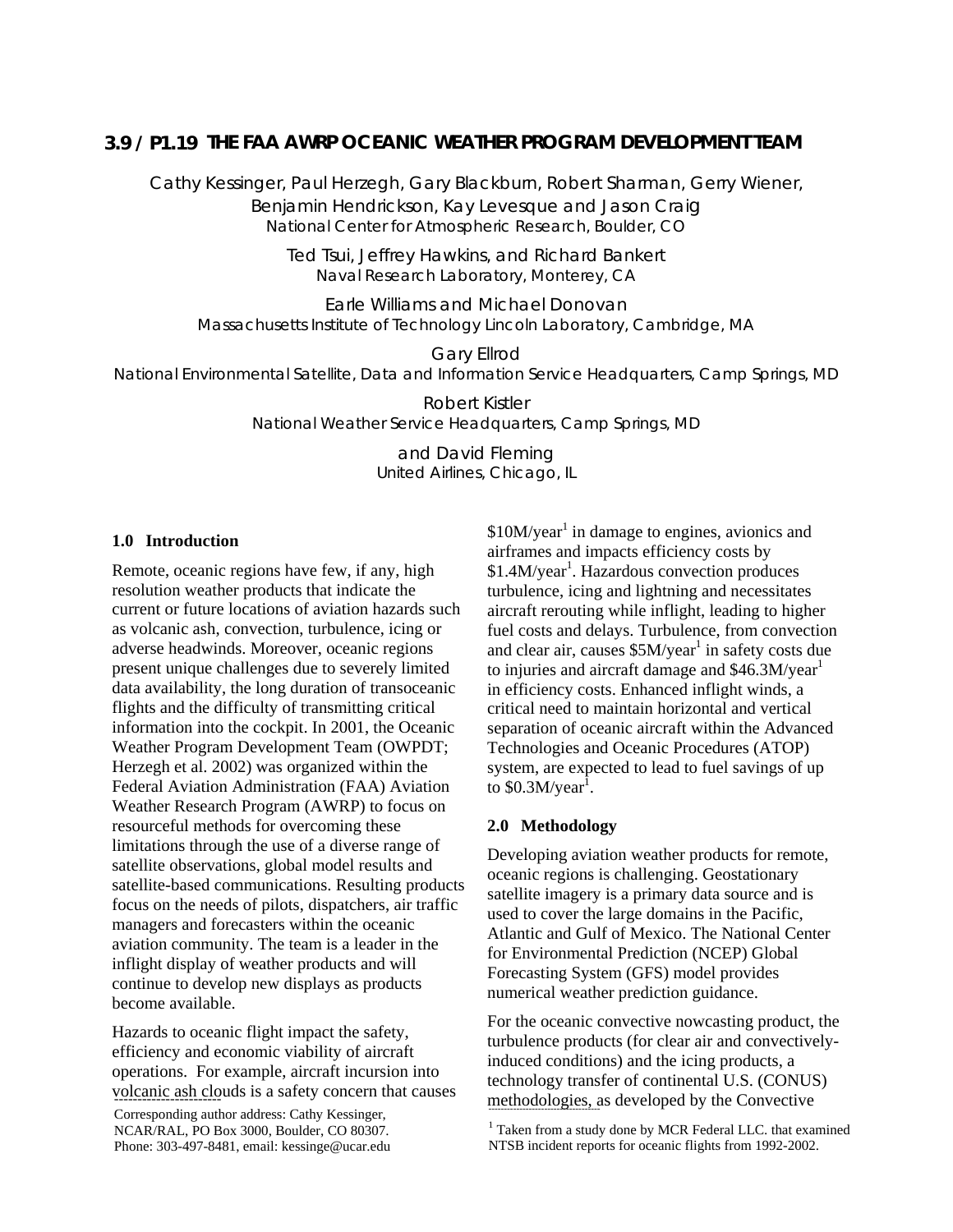# 3.9 / P1.19 THE FAA AWRP OCEANIC WEATHER PROGRAM DEVELOPMENT TEAM

Cathy Kessinger, Paul Herzegh, Gary Blackburn, Robert Sharman, Gerry Wiener, Benjamin Hendrickson, Kay Levesque and Jason Craig
National Center for Atmospheric Research, Boulder, CO

Ted Tsui, Jeffrey Hawkins, and Richard Bankert
Naval Research Laboratory, Monterey, CA

Earle Williams and Michael Donovan
Massachusetts Institute of Technology Lincoln Laboratory, Cambridge, MA

Gary Ellrod
National Environmental Satellite, Data and Information Service Headquarters, Camp Springs, MD

Robert Kistler
National Weather Service Headquarters, Camp Springs, MD

and David Fleming
United Airlines, Chicago, IL

## 1.0 Introduction

Remote, oceanic regions have few, if any, high resolution weather products that indicate the current or future locations of aviation hazards such as volcanic ash, convection, turbulence, icing or adverse headwinds. Moreover, oceanic regions present unique challenges due to severely limited data availability, the long duration of transoceanic flights and the difficulty of transmitting critical information into the cockpit. In 2001, the Oceanic Weather Program Development Team (OWPDT; Herzegh et al. 2002) was organized within the Federal Aviation Administration (FAA) Aviation Weather Research Program (AWRP) to focus on resourceful methods for overcoming these limitations through the use of a diverse range of satellite observations, global model results and satellite-based communications. Resulting products focus on the needs of pilots, dispatchers, air traffic managers and forecasters within the oceanic aviation community. The team is a leader in the inflight display of weather products and will continue to develop new displays as products become available.

Hazards to oceanic flight impact the safety, efficiency and economic viability of aircraft operations. For example, aircraft incursion into volcanic ash clouds is a safety concern that causes \$10M/year[1] in damage to engines, avionics and airframes and impacts efficiency costs by \$1.4M/year[1]. Hazardous convection produces turbulence, icing and lightning and necessitates aircraft rerouting while inflight, leading to higher fuel costs and delays. Turbulence, from convection and clear air, causes \$5M/year[1] in safety costs due to injuries and aircraft damage and \$46.3M/year[1] in efficiency costs. Enhanced inflight winds, a critical need to maintain horizontal and vertical separation of oceanic aircraft within the Advanced Technologies and Oceanic Procedures (ATOP) system, are expected to lead to fuel savings of up to \$0.3M/year[1].

## 2.0 Methodology

Developing aviation weather products for remote, oceanic regions is challenging. Geostationary satellite imagery is a primary data source and is used to cover the large domains in the Pacific, Atlantic and Gulf of Mexico. The National Center for Environmental Prediction (NCEP) Global Forecasting System (GFS) model provides numerical weather prediction guidance.

For the oceanic convective nowcasting product, the turbulence products (for clear air and convectively-induced conditions) and the icing products, a technology transfer of continental U.S. (CONUS) methodologies, as developed by the Convective

Corresponding author address: Cathy Kessinger, NCAR/RAL, PO Box 3000, Boulder, CO 80307. Phone: 303-497-8481, email: kessinge@ucar.edu

[1] Taken from a study done by MCR Federal LLC. that examined NTSB incident reports for oceanic flights from 1992-2002.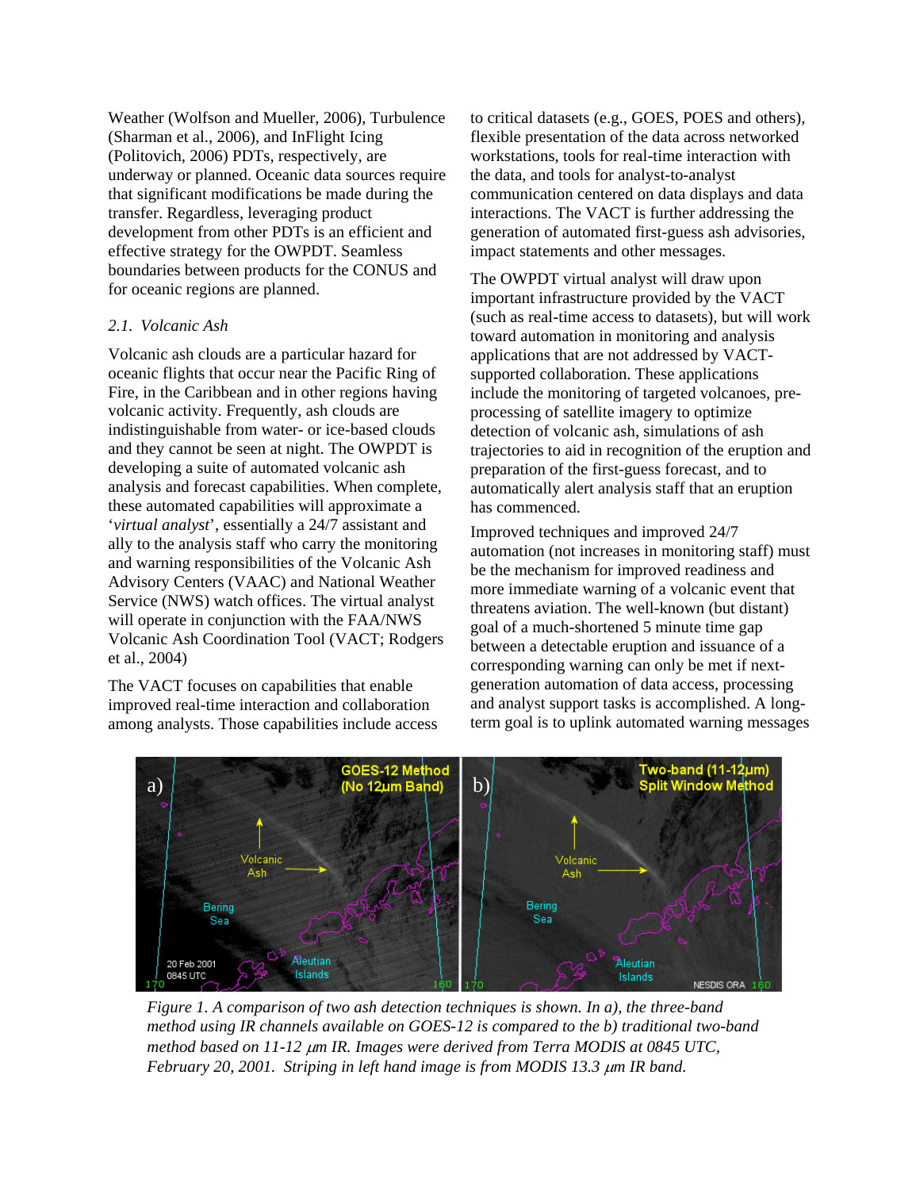Weather (Wolfson and Mueller, 2006), Turbulence (Sharman et al., 2006), and InFlight Icing (Politovich, 2006) PDTs, respectively, are underway or planned. Oceanic data sources require that significant modifications be made during the transfer. Regardless, leveraging product development from other PDTs is an efficient and effective strategy for the OWPDT. Seamless boundaries between products for the CONUS and for oceanic regions are planned.

### *2.1. Volcanic Ash*

Volcanic ash clouds are a particular hazard for oceanic flights that occur near the Pacific Ring of Fire, in the Caribbean and in other regions having volcanic activity. Frequently, ash clouds are indistinguishable from water- or ice-based clouds and they cannot be seen at night. The OWPDT is developing a suite of automated volcanic ash analysis and forecast capabilities. When complete, these automated capabilities will approximate a '*virtual analyst*', essentially a 24/7 assistant and ally to the analysis staff who carry the monitoring and warning responsibilities of the Volcanic Ash Advisory Centers (VAAC) and National Weather Service (NWS) watch offices. The virtual analyst will operate in conjunction with the FAA/NWS Volcanic Ash Coordination Tool (VACT; Rodgers et al., 2004)

The VACT focuses on capabilities that enable improved real-time interaction and collaboration among analysts. Those capabilities include access to critical datasets (e.g., GOES, POES and others), flexible presentation of the data across networked workstations, tools for real-time interaction with the data, and tools for analyst-to-analyst communication centered on data displays and data interactions. The VACT is further addressing the generation of automated first-guess ash advisories, impact statements and other messages.

The OWPDT virtual analyst will draw upon important infrastructure provided by the VACT (such as real-time access to datasets), but will work toward automation in monitoring and analysis applications that are not addressed by VACT-supported collaboration. These applications include the monitoring of targeted volcanoes, pre-processing of satellite imagery to optimize detection of volcanic ash, simulations of ash trajectories to aid in recognition of the eruption and preparation of the first-guess forecast, and to automatically alert analysis staff that an eruption has commenced.

Improved techniques and improved 24/7 automation (not increases in monitoring staff) must be the mechanism for improved readiness and more immediate warning of a volcanic event that threatens aviation. The well-known (but distant) goal of a much-shortened 5 minute time gap between a detectable eruption and issuance of a corresponding warning can only be met if next-generation automation of data access, processing and analyst support tasks is accomplished. A long-term goal is to uplink automated warning messages

*Figure 1. A comparison of two ash detection techniques is shown. In a), the three-band method using IR channels available on GOES-12 is compared to the b) traditional two-band method based on 11-12 $\mu$m IR. Images were derived from Terra MODIS at 0845 UTC, February 20, 2001. Striping in left hand image is from MODIS 13.3 $\mu$m IR band.*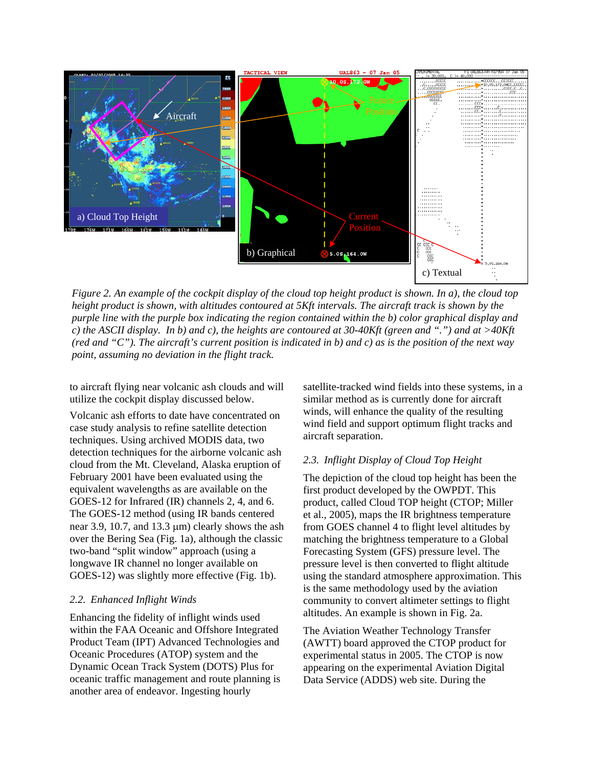*Figure 2. An example of the cockpit display of the cloud top height product is shown. In a), the cloud top height product is shown, with altitudes contoured at 5Kft intervals. The aircraft track is shown by the purple line with the purple box indicating the region contained within the b) color graphical display and c) the ASCII display. In b) and c), the heights are contoured at 30-40Kft (green and ".") and at >40Kft (red and "C"). The aircraft's current position is indicated in b) and c) as is the position of the next way point, assuming no deviation in the flight track.*

to aircraft flying near volcanic ash clouds and will utilize the cockpit display discussed below.

Volcanic ash efforts to date have concentrated on case study analysis to refine satellite detection techniques. Using archived MODIS data, two detection techniques for the airborne volcanic ash cloud from the Mt. Cleveland, Alaska eruption of February 2001 have been evaluated using the equivalent wavelengths as are available on the GOES-12 for Infrared (IR) channels 2, 4, and 6. The GOES-12 method (using IR bands centered near 3.9, 10.7, and 13.3 μm) clearly shows the ash over the Bering Sea (Fig. 1a), although the classic two-band "split window" approach (using a longwave IR channel no longer available on GOES-12) was slightly more effective (Fig. 1b).

### *2.2. Enhanced Inflight Winds*

Enhancing the fidelity of inflight winds used within the FAA Oceanic and Offshore Integrated Product Team (IPT) Advanced Technologies and Oceanic Procedures (ATOP) system and the Dynamic Ocean Track System (DOTS) Plus for oceanic traffic management and route planning is another area of endeavor. Ingesting hourly satellite-tracked wind fields into these systems, in a similar method as is currently done for aircraft winds, will enhance the quality of the resulting wind field and support optimum flight tracks and aircraft separation.

### *2.3. Inflight Display of Cloud Top Height*

The depiction of the cloud top height has been the first product developed by the OWPDT. This product, called Cloud TOP height (CTOP; Miller et al., 2005), maps the IR brightness temperature from GOES channel 4 to flight level altitudes by matching the brightness temperature to a Global Forecasting System (GFS) pressure level. The pressure level is then converted to flight altitude using the standard atmosphere approximation. This is the same methodology used by the aviation community to convert altimeter settings to flight altitudes. An example is shown in Fig. 2a.

The Aviation Weather Technology Transfer (AWTT) board approved the CTOP product for experimental status in 2005. The CTOP is now appearing on the experimental Aviation Digital Data Service (ADDS) web site. During the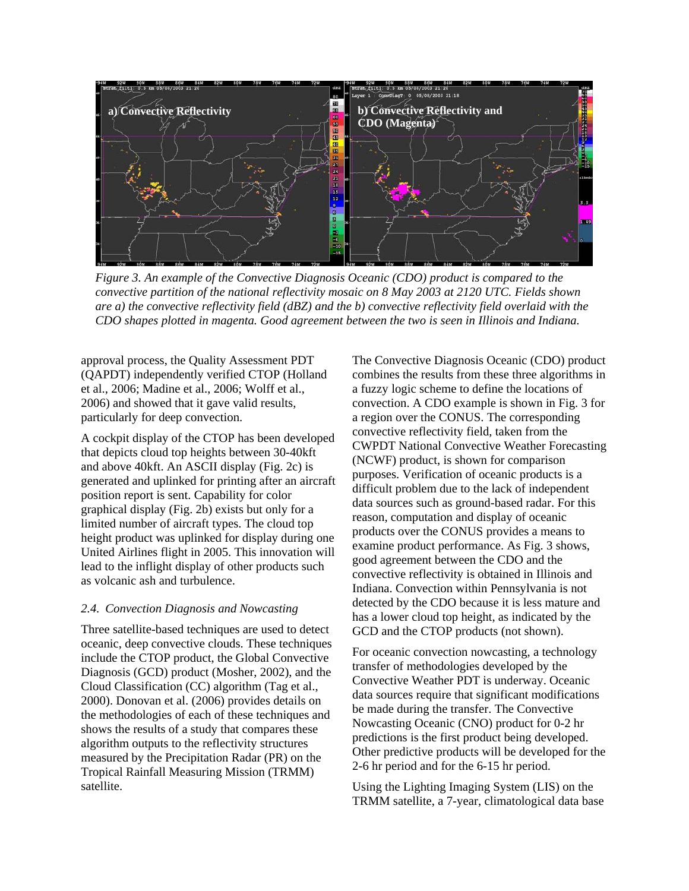*Figure 3. An example of the Convective Diagnosis Oceanic (CDO) product is compared to the convective partition of the national reflectivity mosaic on 8 May 2003 at 2120 UTC. Fields shown are a) the convective reflectivity field (dBZ) and the b) convective reflectivity field overlaid with the CDO shapes plotted in magenta. Good agreement between the two is seen in Illinois and Indiana.*

approval process, the Quality Assessment PDT (QAPDT) independently verified CTOP (Holland et al., 2006; Madine et al., 2006; Wolff et al., 2006) and showed that it gave valid results, particularly for deep convection.

A cockpit display of the CTOP has been developed that depicts cloud top heights between 30-40kft and above 40kft. An ASCII display (Fig. 2c) is generated and uplinked for printing after an aircraft position report is sent. Capability for color graphical display (Fig. 2b) exists but only for a limited number of aircraft types. The cloud top height product was uplinked for display during one United Airlines flight in 2005. This innovation will lead to the inflight display of other products such as volcanic ash and turbulence.

### *2.4. Convection Diagnosis and Nowcasting*

Three satellite-based techniques are used to detect oceanic, deep convective clouds. These techniques include the CTOP product, the Global Convective Diagnosis (GCD) product (Mosher, 2002), and the Cloud Classification (CC) algorithm (Tag et al., 2000). Donovan et al. (2006) provides details on the methodologies of each of these techniques and shows the results of a study that compares these algorithm outputs to the reflectivity structures measured by the Precipitation Radar (PR) on the Tropical Rainfall Measuring Mission (TRMM) satellite.

The Convective Diagnosis Oceanic (CDO) product combines the results from these three algorithms in a fuzzy logic scheme to define the locations of convection. A CDO example is shown in Fig. 3 for a region over the CONUS. The corresponding convective reflectivity field, taken from the CWPDT National Convective Weather Forecasting (NCWF) product, is shown for comparison purposes. Verification of oceanic products is a difficult problem due to the lack of independent data sources such as ground-based radar. For this reason, computation and display of oceanic products over the CONUS provides a means to examine product performance. As Fig. 3 shows, good agreement between the CDO and the convective reflectivity is obtained in Illinois and Indiana. Convection within Pennsylvania is not detected by the CDO because it is less mature and has a lower cloud top height, as indicated by the GCD and the CTOP products (not shown).

For oceanic convection nowcasting, a technology transfer of methodologies developed by the Convective Weather PDT is underway. Oceanic data sources require that significant modifications be made during the transfer. The Convective Nowcasting Oceanic (CNO) product for 0-2 hr predictions is the first product being developed. Other predictive products will be developed for the 2-6 hr period and for the 6-15 hr period.

Using the Lighting Imaging System (LIS) on the TRMM satellite, a 7-year, climatological data base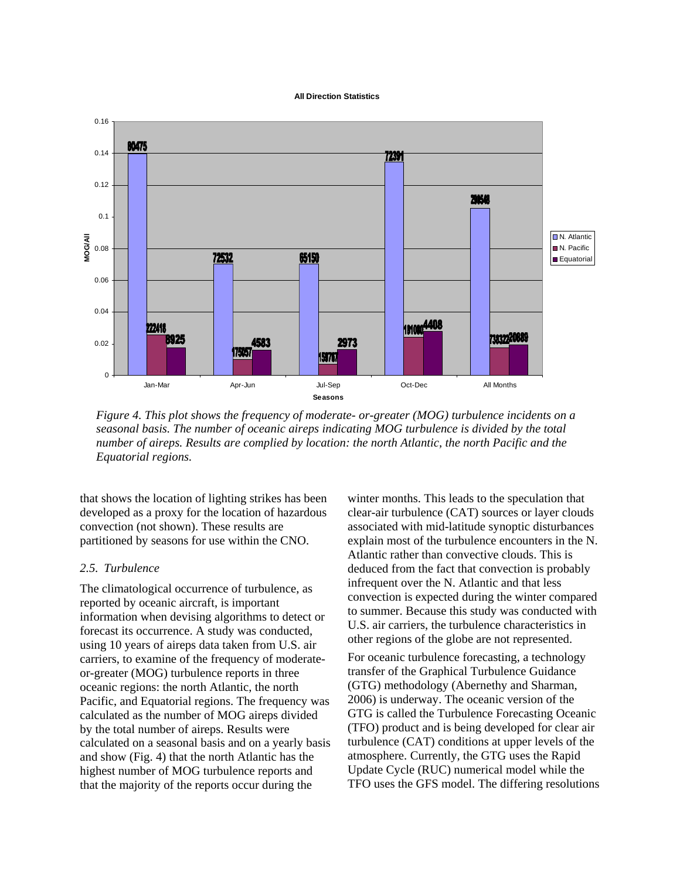*Figure 4. This plot shows the frequency of moderate- or-greater (MOG) turbulence incidents on a seasonal basis. The number of oceanic aireps indicating MOG turbulence is divided by the total number of aireps. Results are complied by location: the north Atlantic, the north Pacific and the Equatorial regions.*

that shows the location of lighting strikes has been developed as a proxy for the location of hazardous convection (not shown). These results are partitioned by seasons for use within the CNO.

### *2.5. Turbulence*

The climatological occurrence of turbulence, as reported by oceanic aircraft, is important information when devising algorithms to detect or forecast its occurrence. A study was conducted, using 10 years of aireps data taken from U.S. air carriers, to examine of the frequency of moderate-or-greater (MOG) turbulence reports in three oceanic regions: the north Atlantic, the north Pacific, and Equatorial regions. The frequency was calculated as the number of MOG aireps divided by the total number of aireps. Results were calculated on a seasonal basis and on a yearly basis and show (Fig. 4) that the north Atlantic has the highest number of MOG turbulence reports and that the majority of the reports occur during the winter months. This leads to the speculation that clear-air turbulence (CAT) sources or layer clouds associated with mid-latitude synoptic disturbances explain most of the turbulence encounters in the N. Atlantic rather than convective clouds. This is deduced from the fact that convection is probably infrequent over the N. Atlantic and that less convection is expected during the winter compared to summer. Because this study was conducted with U.S. air carriers, the turbulence characteristics in other regions of the globe are not represented.

For oceanic turbulence forecasting, a technology transfer of the Graphical Turbulence Guidance (GTG) methodology (Abernethy and Sharman, 2006) is underway. The oceanic version of the GTG is called the Turbulence Forecasting Oceanic (TFO) product and is being developed for clear air turbulence (CAT) conditions at upper levels of the atmosphere. Currently, the GTG uses the Rapid Update Cycle (RUC) numerical model while the TFO uses the GFS model. The differing resolutions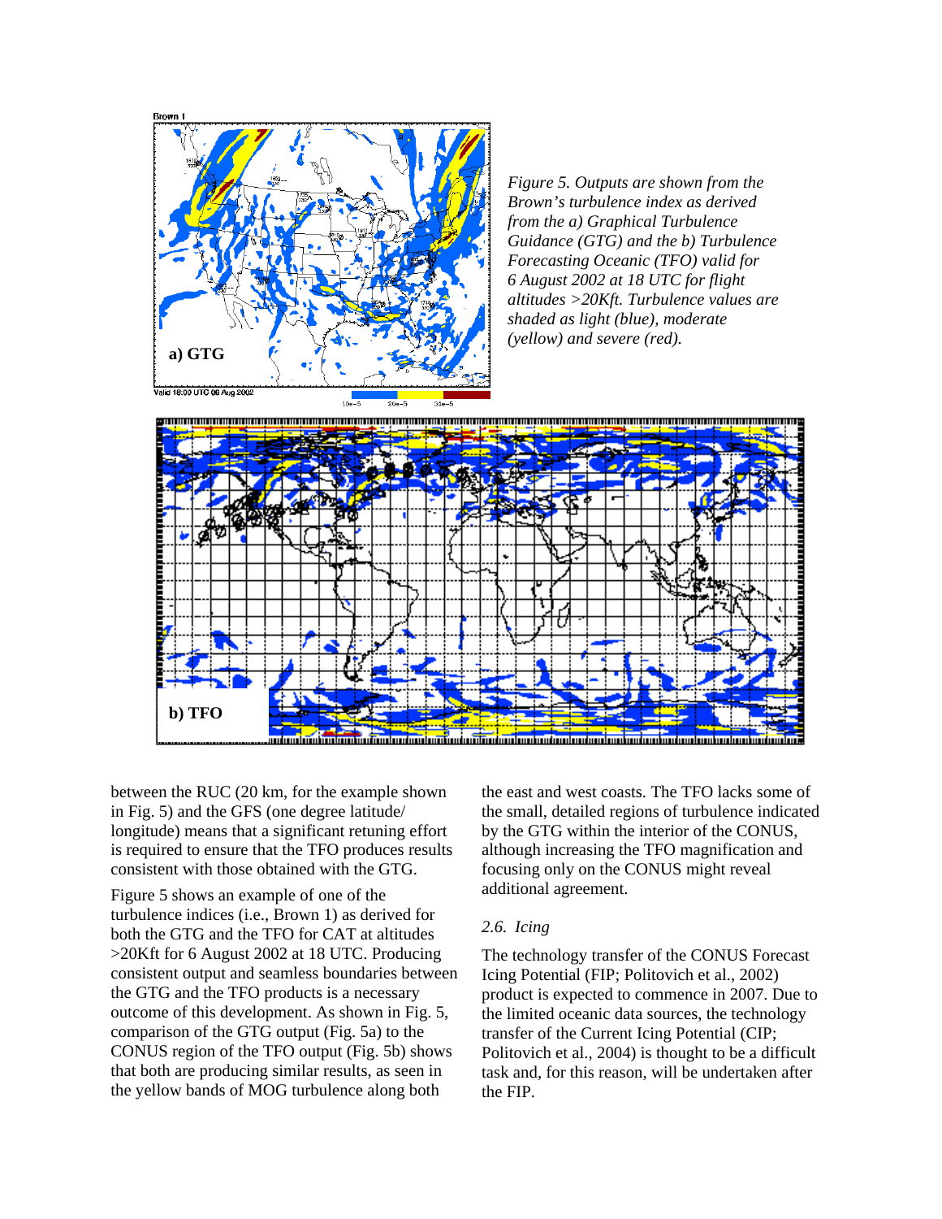*Figure 5. Outputs are shown from the Brown's turbulence index as derived from the a) Graphical Turbulence Guidance (GTG) and the b) Turbulence Forecasting Oceanic (TFO) valid for 6 August 2002 at 18 UTC for flight altitudes >20Kft. Turbulence values are shaded as light (blue), moderate (yellow) and severe (red).*

between the RUC (20 km, for the example shown in Fig. 5) and the GFS (one degree latitude/ longitude) means that a significant retuning effort is required to ensure that the TFO produces results consistent with those obtained with the GTG.

Figure 5 shows an example of one of the turbulence indices (i.e., Brown 1) as derived for both the GTG and the TFO for CAT at altitudes >20Kft for 6 August 2002 at 18 UTC. Producing consistent output and seamless boundaries between the GTG and the TFO products is a necessary outcome of this development. As shown in Fig. 5, comparison of the GTG output (Fig. 5a) to the CONUS region of the TFO output (Fig. 5b) shows that both are producing similar results, as seen in the yellow bands of MOG turbulence along both the east and west coasts. The TFO lacks some of the small, detailed regions of turbulence indicated by the GTG within the interior of the CONUS, although increasing the TFO magnification and focusing only on the CONUS might reveal additional agreement.

### *2.6. Icing*

The technology transfer of the CONUS Forecast Icing Potential (FIP; Politovich et al., 2002) product is expected to commence in 2007. Due to the limited oceanic data sources, the technology transfer of the Current Icing Potential (CIP; Politovich et al., 2004) is thought to be a difficult task and, for this reason, will be undertaken after the FIP.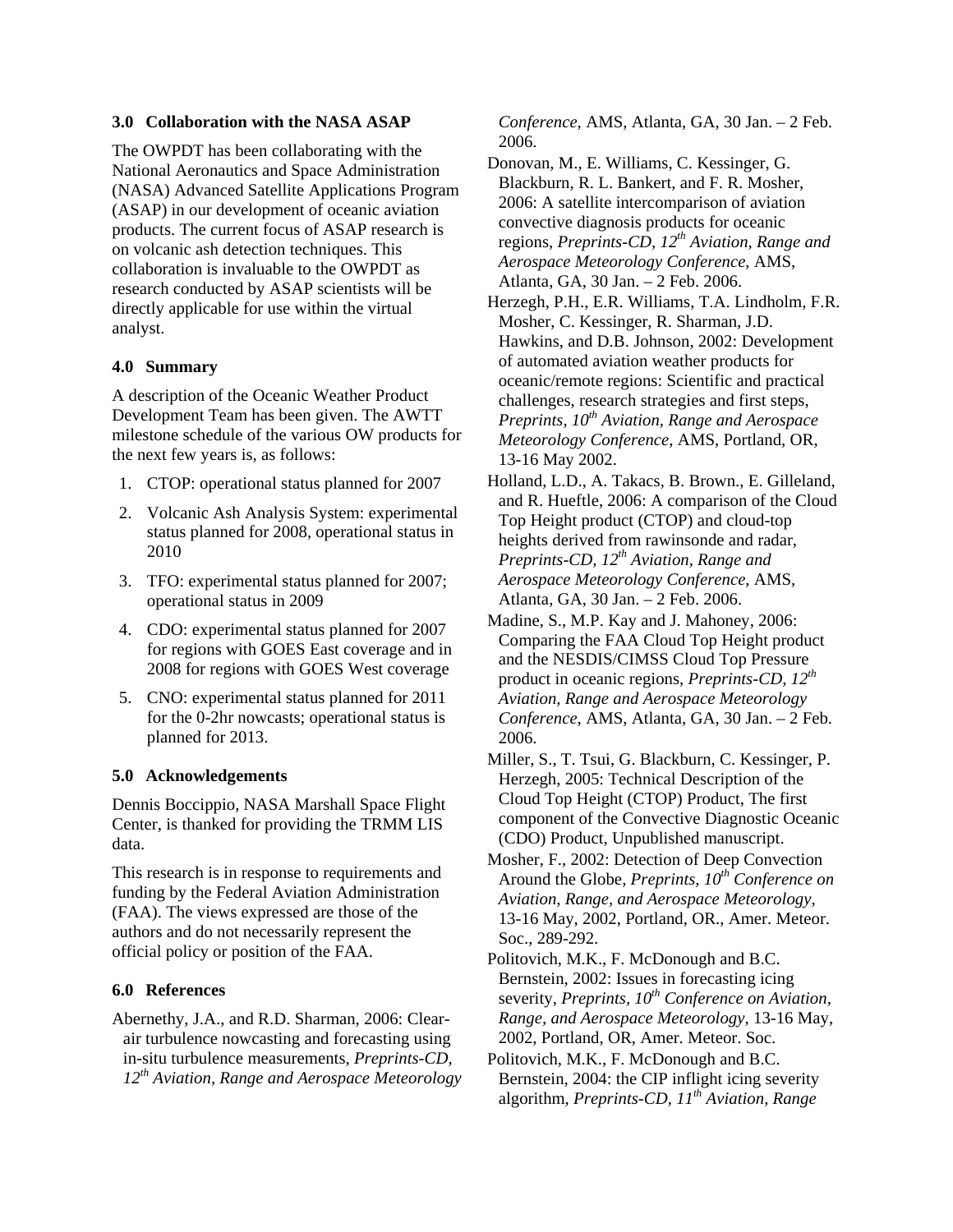### 3.0 Collaboration with the NASA ASAP

The OWPDT has been collaborating with the National Aeronautics and Space Administration (NASA) Advanced Satellite Applications Program (ASAP) in our development of oceanic aviation products. The current focus of ASAP research is on volcanic ash detection techniques. This collaboration is invaluable to the OWPDT as research conducted by ASAP scientists will be directly applicable for use within the virtual analyst.

### 4.0 Summary

A description of the Oceanic Weather Product Development Team has been given. The AWTT milestone schedule of the various OW products for the next few years is, as follows:

1. CTOP: operational status planned for 2007
2. Volcanic Ash Analysis System: experimental status planned for 2008, operational status in 2010
3. TFO: experimental status planned for 2007; operational status in 2009
4. CDO: experimental status planned for 2007 for regions with GOES East coverage and in 2008 for regions with GOES West coverage
5. CNO: experimental status planned for 2011 for the 0-2hr nowcasts; operational status is planned for 2013.

### 5.0 Acknowledgements

Dennis Boccippio, NASA Marshall Space Flight Center, is thanked for providing the TRMM LIS data.

This research is in response to requirements and funding by the Federal Aviation Administration (FAA). The views expressed are those of the authors and do not necessarily represent the official policy or position of the FAA.

### 6.0 References

Abernethy, J.A., and R.D. Sharman, 2006: Clear-air turbulence nowcasting and forecasting using in-situ turbulence measurements, *Preprints-CD, 12th Aviation, Range and Aerospace Meteorology Conference*, AMS, Atlanta, GA, 30 Jan. – 2 Feb. 2006.

Donovan, M., E. Williams, C. Kessinger, G. Blackburn, R. L. Bankert, and F. R. Mosher, 2006: A satellite intercomparison of aviation convective diagnosis products for oceanic regions, *Preprints-CD, 12th Aviation, Range and Aerospace Meteorology Conference*, AMS, Atlanta, GA, 30 Jan. – 2 Feb. 2006.

Herzegh, P.H., E.R. Williams, T.A. Lindholm, F.R. Mosher, C. Kessinger, R. Sharman, J.D. Hawkins, and D.B. Johnson, 2002: Development of automated aviation weather products for oceanic/remote regions: Scientific and practical challenges, research strategies and first steps, *Preprints, 10th Aviation, Range and Aerospace Meteorology Conference*, AMS, Portland, OR, 13-16 May 2002.

Holland, L.D., A. Takacs, B. Brown., E. Gilleland, and R. Hueftle, 2006: A comparison of the Cloud Top Height product (CTOP) and cloud-top heights derived from rawinsonde and radar, *Preprints-CD, 12th Aviation, Range and Aerospace Meteorology Conference*, AMS, Atlanta, GA, 30 Jan. – 2 Feb. 2006.

Madine, S., M.P. Kay and J. Mahoney, 2006: Comparing the FAA Cloud Top Height product and the NESDIS/CIMSS Cloud Top Pressure product in oceanic regions, *Preprints-CD, 12th Aviation, Range and Aerospace Meteorology Conference*, AMS, Atlanta, GA, 30 Jan. – 2 Feb. 2006.

Miller, S., T. Tsui, G. Blackburn, C. Kessinger, P. Herzegh, 2005: Technical Description of the Cloud Top Height (CTOP) Product, The first component of the Convective Diagnostic Oceanic (CDO) Product, Unpublished manuscript.

Mosher, F., 2002: Detection of Deep Convection Around the Globe, *Preprints, 10th Conference on Aviation, Range, and Aerospace Meteorology*, 13-16 May, 2002, Portland, OR., Amer. Meteor. Soc., 289-292.

Politovich, M.K., F. McDonough and B.C. Bernstein, 2002: Issues in forecasting icing severity, *Preprints, 10th Conference on Aviation, Range, and Aerospace Meteorology*, 13-16 May, 2002, Portland, OR, Amer. Meteor. Soc.

Politovich, M.K., F. McDonough and B.C. Bernstein, 2004: the CIP inflight icing severity algorithm, *Preprints-CD, 11th Aviation, Range*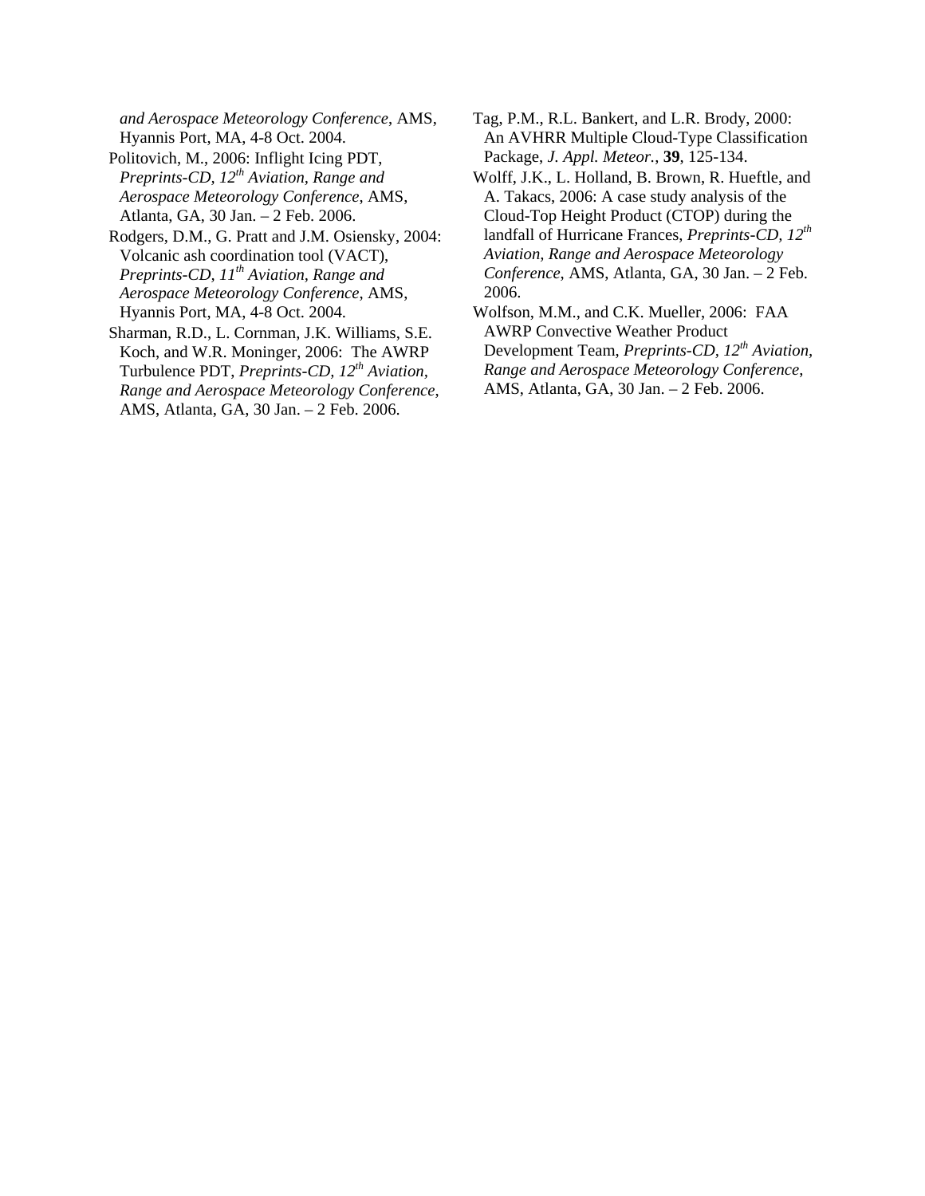*and Aerospace Meteorology Conference*, AMS, Hyannis Port, MA, 4-8 Oct. 2004.

Politovich, M., 2006: Inflight Icing PDT, *Preprints-CD, 12th Aviation, Range and Aerospace Meteorology Conference*, AMS, Atlanta, GA, 30 Jan. – 2 Feb. 2006.

Rodgers, D.M., G. Pratt and J.M. Osiensky, 2004: Volcanic ash coordination tool (VACT), *Preprints-CD, 11th Aviation, Range and Aerospace Meteorology Conference*, AMS, Hyannis Port, MA, 4-8 Oct. 2004.

Sharman, R.D., L. Cornman, J.K. Williams, S.E. Koch, and W.R. Moninger, 2006: The AWRP Turbulence PDT, *Preprints-CD, 12th Aviation, Range and Aerospace Meteorology Conference*, AMS, Atlanta, GA, 30 Jan. – 2 Feb. 2006.

Tag, P.M., R.L. Bankert, and L.R. Brody, 2000: An AVHRR Multiple Cloud-Type Classification Package, *J. Appl. Meteor.*, **39**, 125-134.

Wolff, J.K., L. Holland, B. Brown, R. Hueftle, and A. Takacs, 2006: A case study analysis of the Cloud-Top Height Product (CTOP) during the landfall of Hurricane Frances, *Preprints-CD, 12th Aviation, Range and Aerospace Meteorology Conference*, AMS, Atlanta, GA, 30 Jan. – 2 Feb. 2006.

Wolfson, M.M., and C.K. Mueller, 2006: FAA AWRP Convective Weather Product Development Team, *Preprints-CD, 12th Aviation, Range and Aerospace Meteorology Conference*, AMS, Atlanta, GA, 30 Jan. – 2 Feb. 2006.